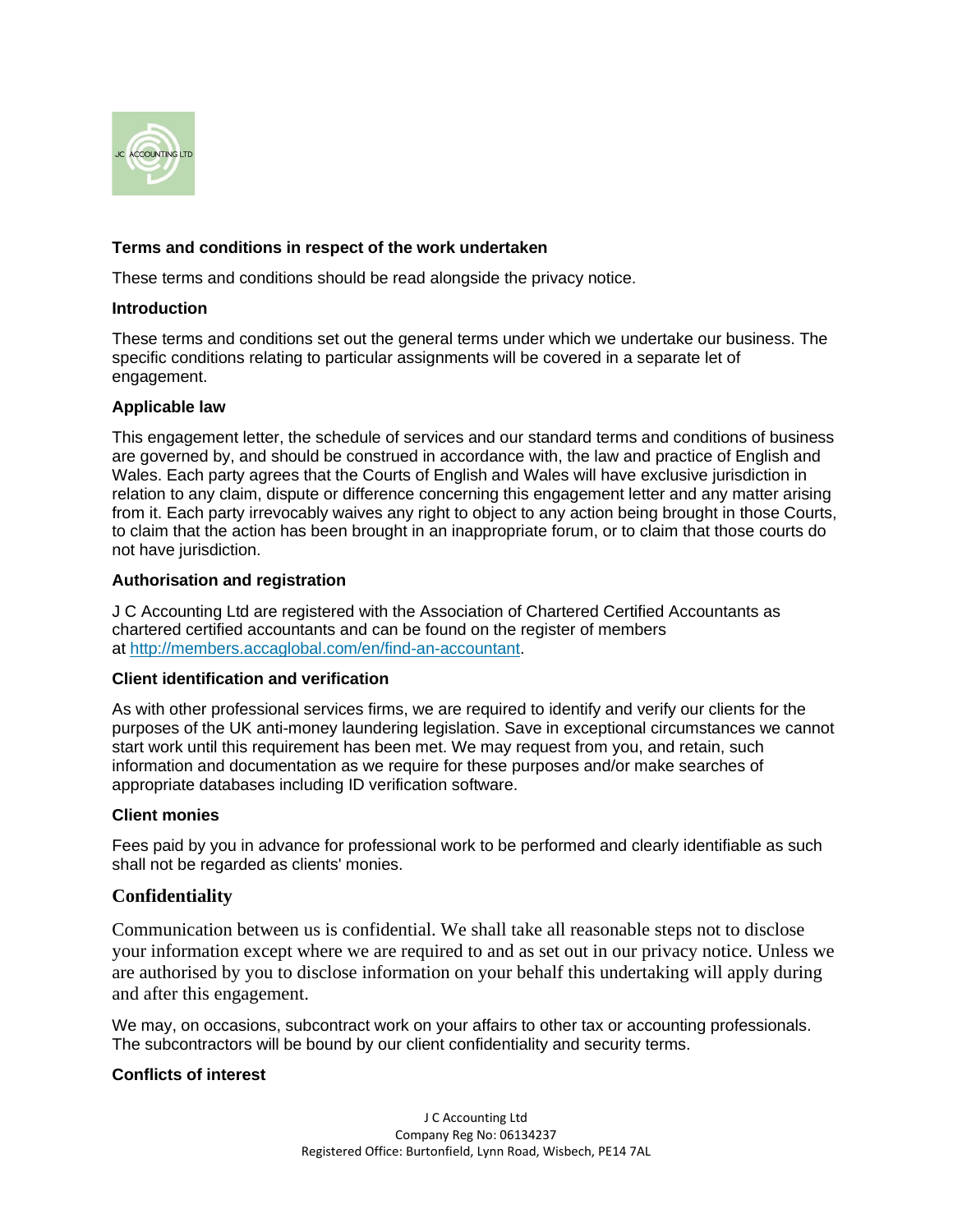## Terms and conditions in respect of the work undertaken

These terms and conditions should be read alongside the privacy notice.

### Introduction

These terms and conditions set out the general terms under which we undertake our business. The specific conditions relating to particular assignments will be covered in a separate let of engagement.

### Applicable law

This engagement letter, the schedule of services and our standard terms and conditions of business are governed by, and should be construed in accordance with, the law and practice of English and Wales. Each party agrees that the Courts of English and Wales will have exclusive jurisdiction in relation to any claim, dispute or difference concerning this engagement letter and any matter arising from it. Each party irrevocably waives any right to object to any action being brought in those Courts, to claim that the action has been brought in an inappropriate forum, or to claim that those courts do not have jurisdiction.

### Authorisation and registration

J C Accounting Ltd are registered with the Association of Chartered Certified Accountants as chartered certified accountants and can be found on the register of members at [http://members.accaglobal.com/en/find-an-accountant](http://members.accaglobal.com/en/find-an-accountant).

### Client identification and verification

As with other professional services firms, we are required to identify and verify our clients for the purposes of the UK anti-money laundering legislation. Save in exceptional circumstances we cannot start work until this requirement has been met. We may request from you, and retain, such information and documentation as we require for these purposes and/or make searches of appropriate databases including ID verification software.

### Client monies

Fees paid by you in advance for professional work to be performed and clearly identifiable as such shall not be regarded as clients' monies.

### Confidentiality

Communication between us is confidential. We shall take all reasonable steps not to disclose your information except where we are required to and as set out in our privacy notice. Unless we are authorised by you to disclose information on your behalf this undertaking will apply during and after this engagement.

We may, on occasions, subcontract work on your affairs to other tax or accounting professionals. The subcontractors will be bound by our client confidentiality and security terms.

### Conflicts of interest

J C Accounting Ltd
Company Reg No: 06134237
Registered Office: Burtonfield, Lynn Road, Wisbech, PE14 7AL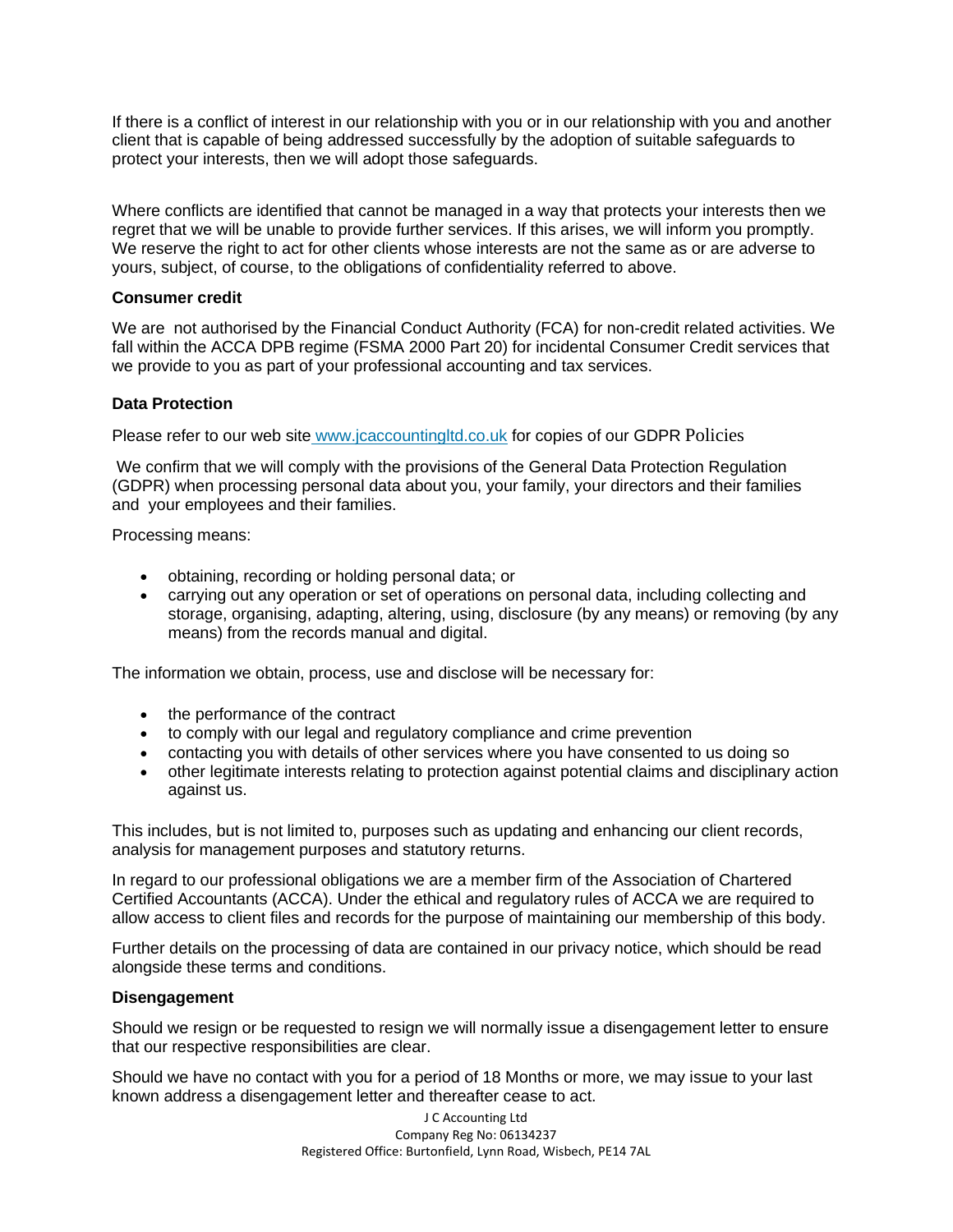If there is a conflict of interest in our relationship with you or in our relationship with you and another client that is capable of being addressed successfully by the adoption of suitable safeguards to protect your interests, then we will adopt those safeguards.

Where conflicts are identified that cannot be managed in a way that protects your interests then we regret that we will be unable to provide further services. If this arises, we will inform you promptly. We reserve the right to act for other clients whose interests are not the same as or are adverse to yours, subject, of course, to the obligations of confidentiality referred to above.

**Consumer credit**

We are not authorised by the Financial Conduct Authority (FCA) for non-credit related activities. We fall within the ACCA DPB regime (FSMA 2000 Part 20) for incidental Consumer Credit services that we provide to you as part of your professional accounting and tax services.

**Data Protection**

Please refer to our web site www.jcaccountingltd.co.uk for copies of our GDPR Policies

We confirm that we will comply with the provisions of the General Data Protection Regulation (GDPR) when processing personal data about you, your family, your directors and their families and your employees and their families.

Processing means:

- obtaining, recording or holding personal data; or
- carrying out any operation or set of operations on personal data, including collecting and storage, organising, adapting, altering, using, disclosure (by any means) or removing (by any means) from the records manual and digital.

The information we obtain, process, use and disclose will be necessary for:

- the performance of the contract
- to comply with our legal and regulatory compliance and crime prevention
- contacting you with details of other services where you have consented to us doing so
- other legitimate interests relating to protection against potential claims and disciplinary action against us.

This includes, but is not limited to, purposes such as updating and enhancing our client records, analysis for management purposes and statutory returns.

In regard to our professional obligations we are a member firm of the Association of Chartered Certified Accountants (ACCA). Under the ethical and regulatory rules of ACCA we are required to allow access to client files and records for the purpose of maintaining our membership of this body.

Further details on the processing of data are contained in our privacy notice, which should be read alongside these terms and conditions.

**Disengagement**

Should we resign or be requested to resign we will normally issue a disengagement letter to ensure that our respective responsibilities are clear.

Should we have no contact with you for a period of 18 Months or more, we may issue to your last known address a disengagement letter and thereafter cease to act.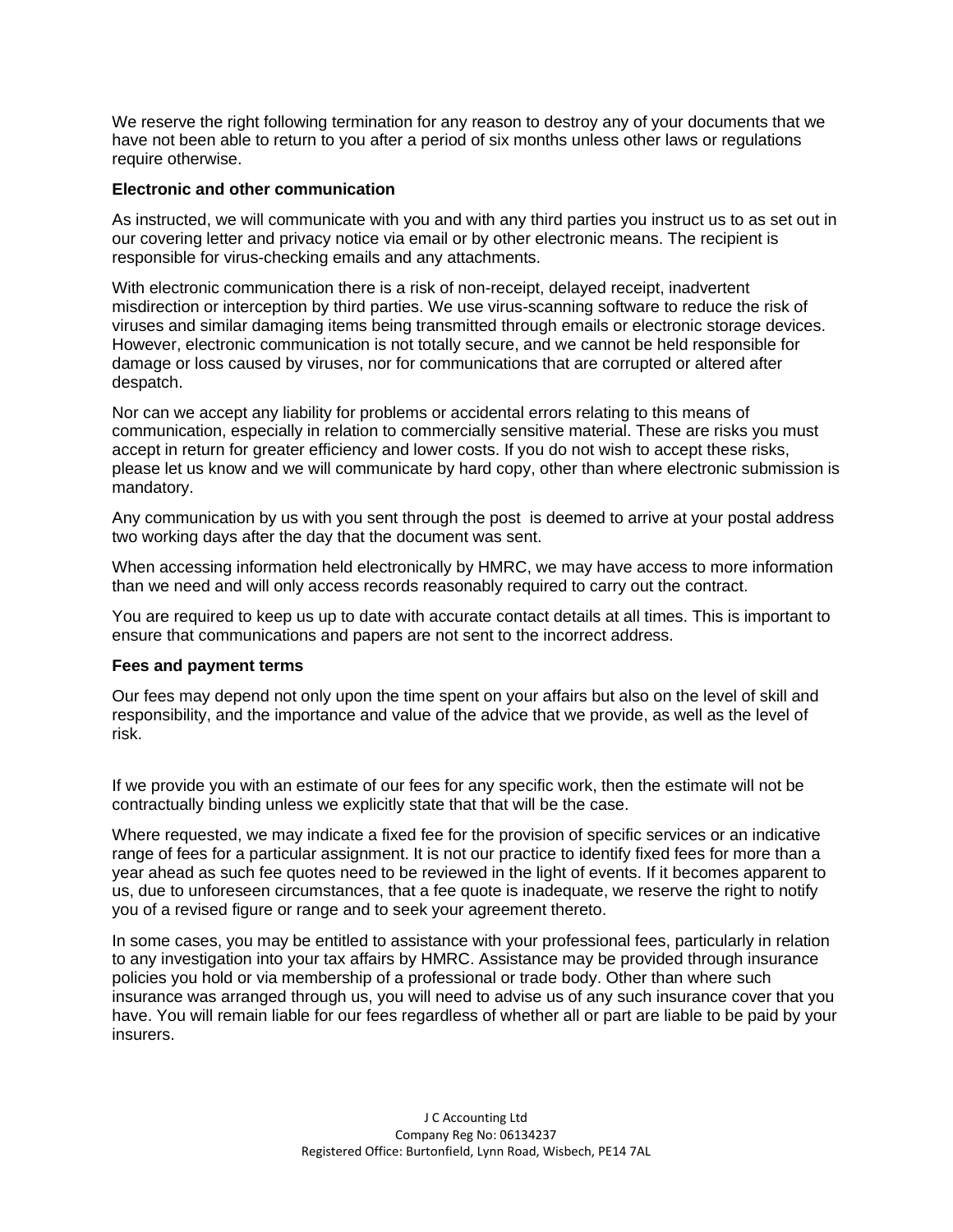We reserve the right following termination for any reason to destroy any of your documents that we have not been able to return to you after a period of six months unless other laws or regulations require otherwise.

**Electronic and other communication**

As instructed, we will communicate with you and with any third parties you instruct us to as set out in our covering letter and privacy notice via email or by other electronic means. The recipient is responsible for virus-checking emails and any attachments.

With electronic communication there is a risk of non-receipt, delayed receipt, inadvertent misdirection or interception by third parties. We use virus-scanning software to reduce the risk of viruses and similar damaging items being transmitted through emails or electronic storage devices. However, electronic communication is not totally secure, and we cannot be held responsible for damage or loss caused by viruses, nor for communications that are corrupted or altered after despatch.

Nor can we accept any liability for problems or accidental errors relating to this means of communication, especially in relation to commercially sensitive material. These are risks you must accept in return for greater efficiency and lower costs. If you do not wish to accept these risks, please let us know and we will communicate by hard copy, other than where electronic submission is mandatory.

Any communication by us with you sent through the post is deemed to arrive at your postal address two working days after the day that the document was sent.

When accessing information held electronically by HMRC, we may have access to more information than we need and will only access records reasonably required to carry out the contract.

You are required to keep us up to date with accurate contact details at all times. This is important to ensure that communications and papers are not sent to the incorrect address.

**Fees and payment terms**

Our fees may depend not only upon the time spent on your affairs but also on the level of skill and responsibility, and the importance and value of the advice that we provide, as well as the level of risk.

If we provide you with an estimate of our fees for any specific work, then the estimate will not be contractually binding unless we explicitly state that that will be the case.

Where requested, we may indicate a fixed fee for the provision of specific services or an indicative range of fees for a particular assignment. It is not our practice to identify fixed fees for more than a year ahead as such fee quotes need to be reviewed in the light of events. If it becomes apparent to us, due to unforeseen circumstances, that a fee quote is inadequate, we reserve the right to notify you of a revised figure or range and to seek your agreement thereto.

In some cases, you may be entitled to assistance with your professional fees, particularly in relation to any investigation into your tax affairs by HMRC. Assistance may be provided through insurance policies you hold or via membership of a professional or trade body. Other than where such insurance was arranged through us, you will need to advise us of any such insurance cover that you have. You will remain liable for our fees regardless of whether all or part are liable to be paid by your insurers.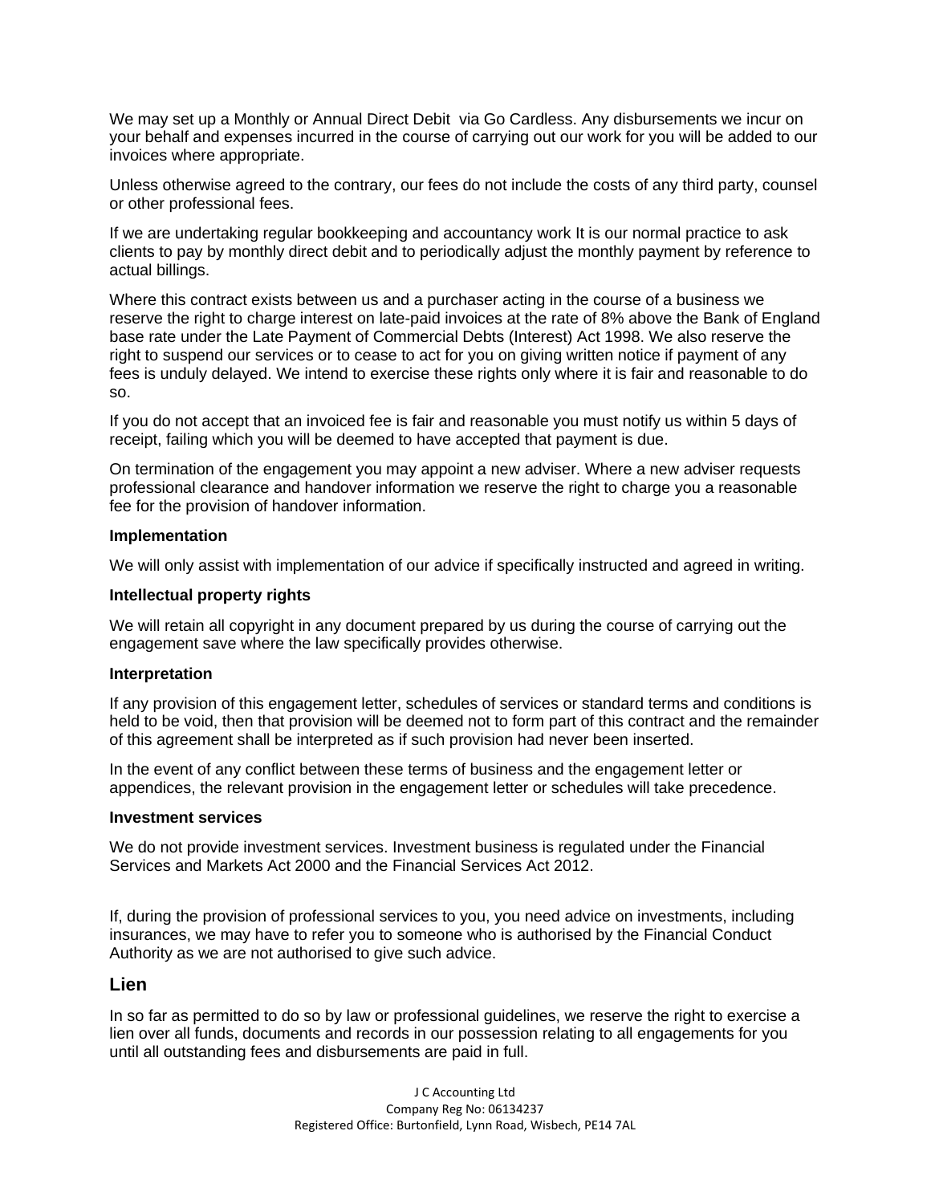We may set up a Monthly or Annual Direct Debit via Go Cardless. Any disbursements we incur on your behalf and expenses incurred in the course of carrying out our work for you will be added to our invoices where appropriate.

Unless otherwise agreed to the contrary, our fees do not include the costs of any third party, counsel or other professional fees.

If we are undertaking regular bookkeeping and accountancy work It is our normal practice to ask clients to pay by monthly direct debit and to periodically adjust the monthly payment by reference to actual billings.

Where this contract exists between us and a purchaser acting in the course of a business we reserve the right to charge interest on late-paid invoices at the rate of 8% above the Bank of England base rate under the Late Payment of Commercial Debts (Interest) Act 1998. We also reserve the right to suspend our services or to cease to act for you on giving written notice if payment of any fees is unduly delayed. We intend to exercise these rights only where it is fair and reasonable to do so.

If you do not accept that an invoiced fee is fair and reasonable you must notify us within 5 days of receipt, failing which you will be deemed to have accepted that payment is due.

On termination of the engagement you may appoint a new adviser. Where a new adviser requests professional clearance and handover information we reserve the right to charge you a reasonable fee for the provision of handover information.

**Implementation**

We will only assist with implementation of our advice if specifically instructed and agreed in writing.

**Intellectual property rights**

We will retain all copyright in any document prepared by us during the course of carrying out the engagement save where the law specifically provides otherwise.

**Interpretation**

If any provision of this engagement letter, schedules of services or standard terms and conditions is held to be void, then that provision will be deemed not to form part of this contract and the remainder of this agreement shall be interpreted as if such provision had never been inserted.

In the event of any conflict between these terms of business and the engagement letter or appendices, the relevant provision in the engagement letter or schedules will take precedence.

**Investment services**

We do not provide investment services. Investment business is regulated under the Financial Services and Markets Act 2000 and the Financial Services Act 2012.

If, during the provision of professional services to you, you need advice on investments, including insurances, we may have to refer you to someone who is authorised by the Financial Conduct Authority as we are not authorised to give such advice.

## Lien

In so far as permitted to do so by law or professional guidelines, we reserve the right to exercise a lien over all funds, documents and records in our possession relating to all engagements for you until all outstanding fees and disbursements are paid in full.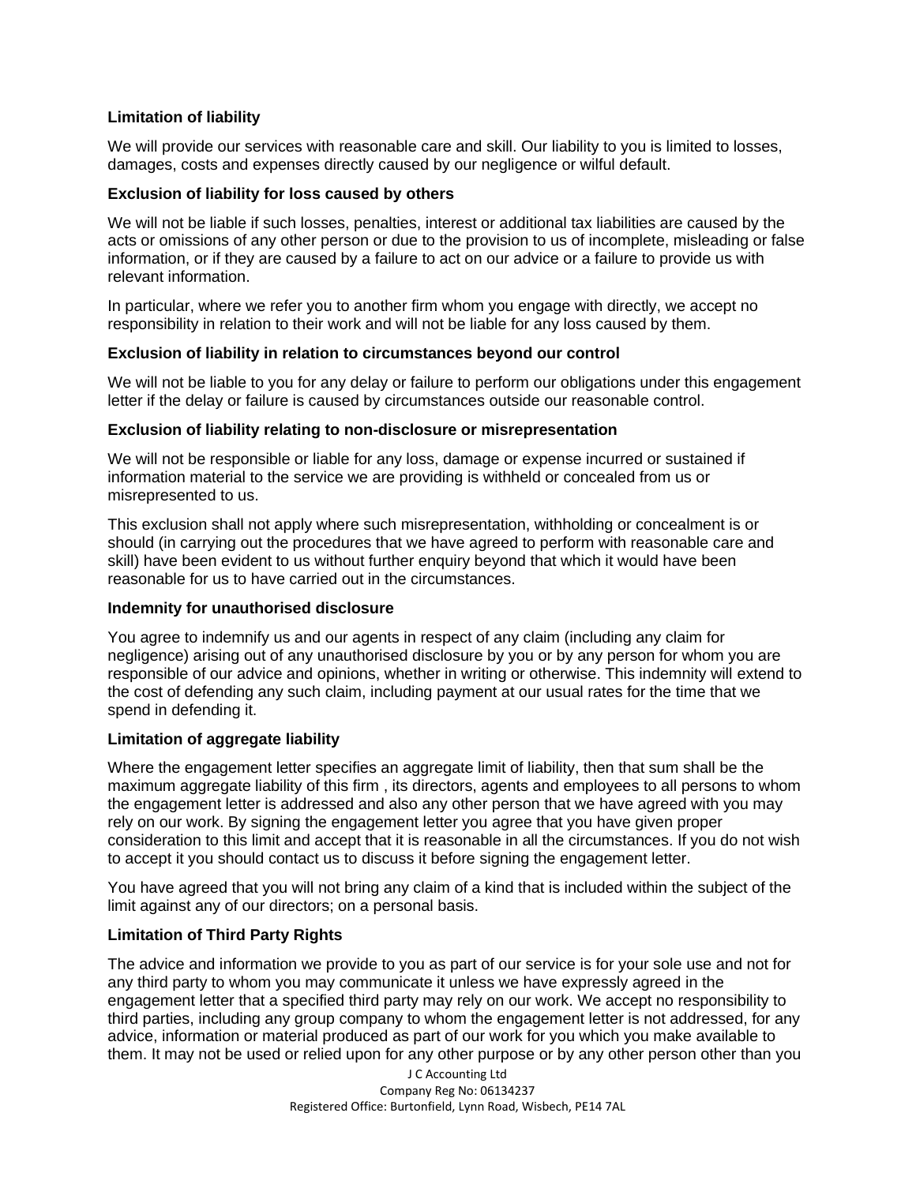**Limitation of liability**

We will provide our services with reasonable care and skill. Our liability to you is limited to losses, damages, costs and expenses directly caused by our negligence or wilful default.

**Exclusion of liability for loss caused by others**

We will not be liable if such losses, penalties, interest or additional tax liabilities are caused by the acts or omissions of any other person or due to the provision to us of incomplete, misleading or false information, or if they are caused by a failure to act on our advice or a failure to provide us with relevant information.

In particular, where we refer you to another firm whom you engage with directly, we accept no responsibility in relation to their work and will not be liable for any loss caused by them.

**Exclusion of liability in relation to circumstances beyond our control**

We will not be liable to you for any delay or failure to perform our obligations under this engagement letter if the delay or failure is caused by circumstances outside our reasonable control.

**Exclusion of liability relating to non-disclosure or misrepresentation**

We will not be responsible or liable for any loss, damage or expense incurred or sustained if information material to the service we are providing is withheld or concealed from us or misrepresented to us.

This exclusion shall not apply where such misrepresentation, withholding or concealment is or should (in carrying out the procedures that we have agreed to perform with reasonable care and skill) have been evident to us without further enquiry beyond that which it would have been reasonable for us to have carried out in the circumstances.

**Indemnity for unauthorised disclosure**

You agree to indemnify us and our agents in respect of any claim (including any claim for negligence) arising out of any unauthorised disclosure by you or by any person for whom you are responsible of our advice and opinions, whether in writing or otherwise. This indemnity will extend to the cost of defending any such claim, including payment at our usual rates for the time that we spend in defending it.

**Limitation of aggregate liability**

Where the engagement letter specifies an aggregate limit of liability, then that sum shall be the maximum aggregate liability of this firm , its directors, agents and employees to all persons to whom the engagement letter is addressed and also any other person that we have agreed with you may rely on our work. By signing the engagement letter you agree that you have given proper consideration to this limit and accept that it is reasonable in all the circumstances. If you do not wish to accept it you should contact us to discuss it before signing the engagement letter.

You have agreed that you will not bring any claim of a kind that is included within the subject of the limit against any of our directors; on a personal basis.

**Limitation of Third Party Rights**

The advice and information we provide to you as part of our service is for your sole use and not for any third party to whom you may communicate it unless we have expressly agreed in the engagement letter that a specified third party may rely on our work. We accept no responsibility to third parties, including any group company to whom the engagement letter is not addressed, for any advice, information or material produced as part of our work for you which you make available to them. It may not be used or relied upon for any other purpose or by any other person other than you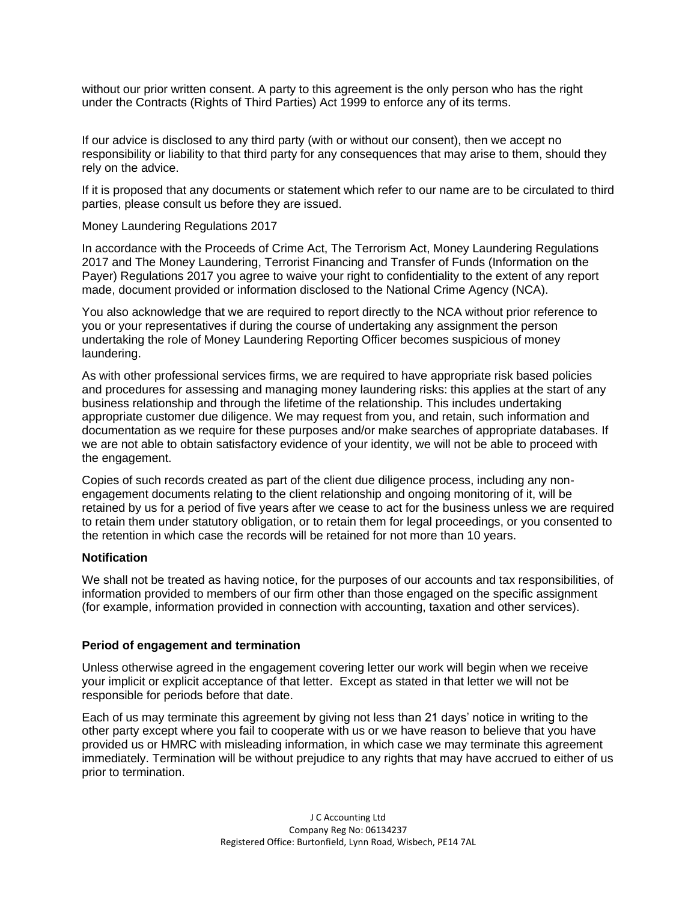without our prior written consent. A party to this agreement is the only person who has the right under the Contracts (Rights of Third Parties) Act 1999 to enforce any of its terms.

If our advice is disclosed to any third party (with or without our consent), then we accept no responsibility or liability to that third party for any consequences that may arise to them, should they rely on the advice.

If it is proposed that any documents or statement which refer to our name are to be circulated to third parties, please consult us before they are issued.

Money Laundering Regulations 2017

In accordance with the Proceeds of Crime Act, The Terrorism Act, Money Laundering Regulations 2017 and The Money Laundering, Terrorist Financing and Transfer of Funds (Information on the Payer) Regulations 2017 you agree to waive your right to confidentiality to the extent of any report made, document provided or information disclosed to the National Crime Agency (NCA).

You also acknowledge that we are required to report directly to the NCA without prior reference to you or your representatives if during the course of undertaking any assignment the person undertaking the role of Money Laundering Reporting Officer becomes suspicious of money laundering.

As with other professional services firms, we are required to have appropriate risk based policies and procedures for assessing and managing money laundering risks: this applies at the start of any business relationship and through the lifetime of the relationship. This includes undertaking appropriate customer due diligence. We may request from you, and retain, such information and documentation as we require for these purposes and/or make searches of appropriate databases. If we are not able to obtain satisfactory evidence of your identity, we will not be able to proceed with the engagement.

Copies of such records created as part of the client due diligence process, including any non-engagement documents relating to the client relationship and ongoing monitoring of it, will be retained by us for a period of five years after we cease to act for the business unless we are required to retain them under statutory obligation, or to retain them for legal proceedings, or you consented to the retention in which case the records will be retained for not more than 10 years.

**Notification**

We shall not be treated as having notice, for the purposes of our accounts and tax responsibilities, of information provided to members of our firm other than those engaged on the specific assignment (for example, information provided in connection with accounting, taxation and other services).

**Period of engagement and termination**

Unless otherwise agreed in the engagement covering letter our work will begin when we receive your implicit or explicit acceptance of that letter. Except as stated in that letter we will not be responsible for periods before that date.

Each of us may terminate this agreement by giving not less than 21 days' notice in writing to the other party except where you fail to cooperate with us or we have reason to believe that you have provided us or HMRC with misleading information, in which case we may terminate this agreement immediately. Termination will be without prejudice to any rights that may have accrued to either of us prior to termination.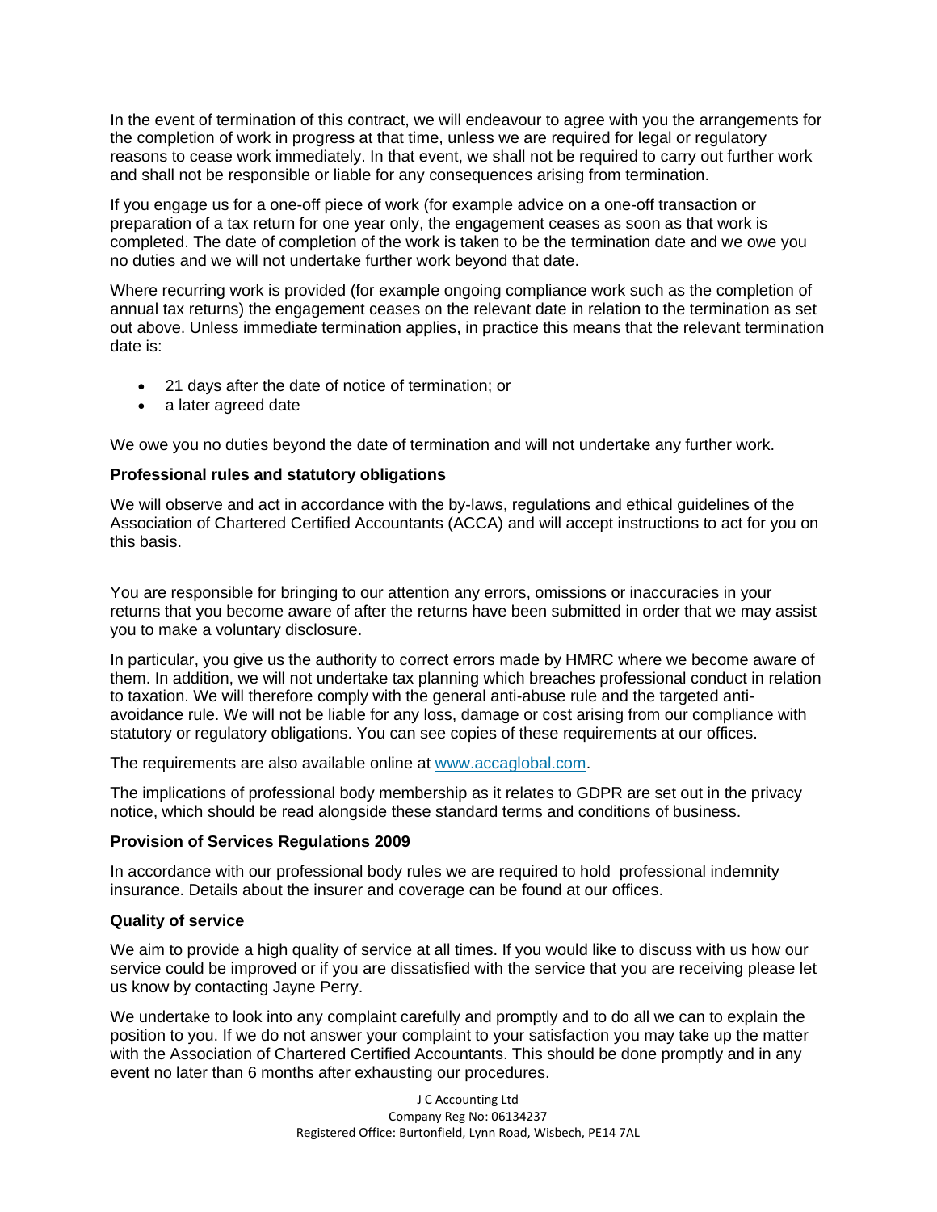In the event of termination of this contract, we will endeavour to agree with you the arrangements for the completion of work in progress at that time, unless we are required for legal or regulatory reasons to cease work immediately. In that event, we shall not be required to carry out further work and shall not be responsible or liable for any consequences arising from termination.

If you engage us for a one-off piece of work (for example advice on a one-off transaction or preparation of a tax return for one year only, the engagement ceases as soon as that work is completed. The date of completion of the work is taken to be the termination date and we owe you no duties and we will not undertake further work beyond that date.

Where recurring work is provided (for example ongoing compliance work such as the completion of annual tax returns) the engagement ceases on the relevant date in relation to the termination as set out above. Unless immediate termination applies, in practice this means that the relevant termination date is:

- 21 days after the date of notice of termination; or
- a later agreed date

We owe you no duties beyond the date of termination and will not undertake any further work.

**Professional rules and statutory obligations**

We will observe and act in accordance with the by-laws, regulations and ethical guidelines of the Association of Chartered Certified Accountants (ACCA) and will accept instructions to act for you on this basis.

You are responsible for bringing to our attention any errors, omissions or inaccuracies in your returns that you become aware of after the returns have been submitted in order that we may assist you to make a voluntary disclosure.

In particular, you give us the authority to correct errors made by HMRC where we become aware of them. In addition, we will not undertake tax planning which breaches professional conduct in relation to taxation. We will therefore comply with the general anti-abuse rule and the targeted anti-avoidance rule. We will not be liable for any loss, damage or cost arising from our compliance with statutory or regulatory obligations. You can see copies of these requirements at our offices.

The requirements are also available online at [www.accaglobal.com](http://www.accaglobal.com).

The implications of professional body membership as it relates to GDPR are set out in the privacy notice, which should be read alongside these standard terms and conditions of business.

**Provision of Services Regulations 2009**

In accordance with our professional body rules we are required to hold professional indemnity insurance. Details about the insurer and coverage can be found at our offices.

**Quality of service**

We aim to provide a high quality of service at all times. If you would like to discuss with us how our service could be improved or if you are dissatisfied with the service that you are receiving please let us know by contacting Jayne Perry.

We undertake to look into any complaint carefully and promptly and to do all we can to explain the position to you. If we do not answer your complaint to your satisfaction you may take up the matter with the Association of Chartered Certified Accountants. This should be done promptly and in any event no later than 6 months after exhausting our procedures.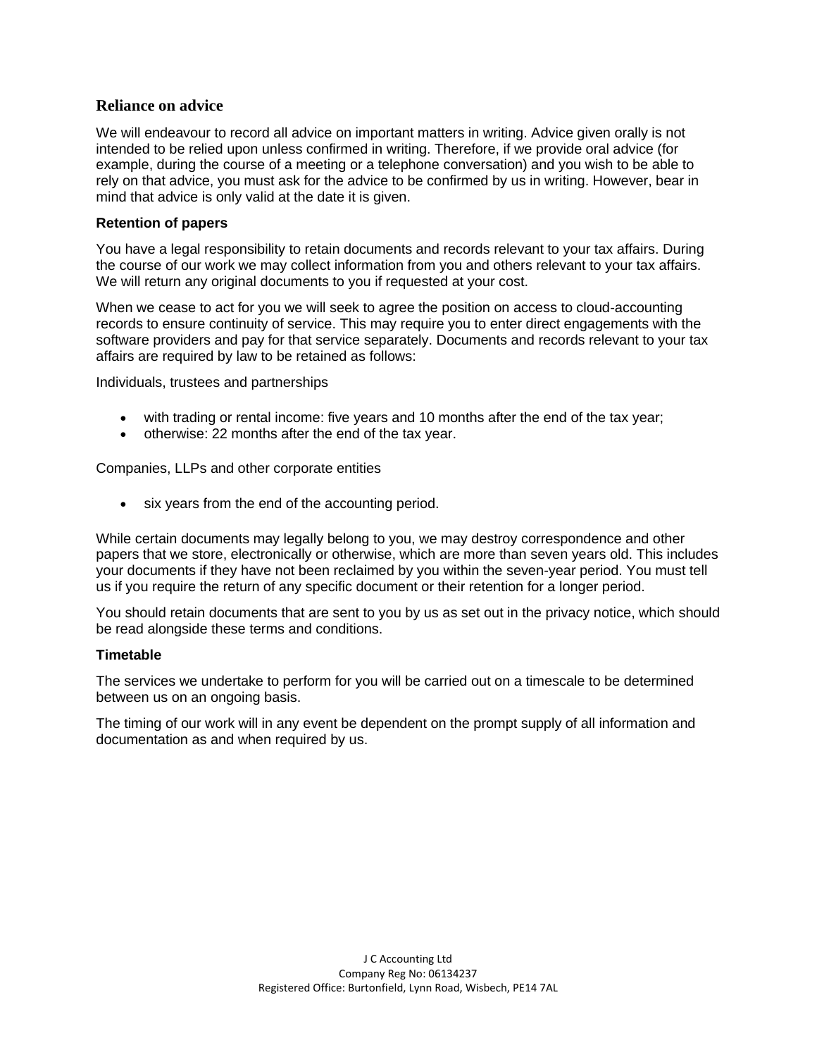## Reliance on advice

We will endeavour to record all advice on important matters in writing. Advice given orally is not intended to be relied upon unless confirmed in writing. Therefore, if we provide oral advice (for example, during the course of a meeting or a telephone conversation) and you wish to be able to rely on that advice, you must ask for the advice to be confirmed by us in writing. However, bear in mind that advice is only valid at the date it is given.

### Retention of papers

You have a legal responsibility to retain documents and records relevant to your tax affairs. During the course of our work we may collect information from you and others relevant to your tax affairs. We will return any original documents to you if requested at your cost.

When we cease to act for you we will seek to agree the position on access to cloud-accounting records to ensure continuity of service. This may require you to enter direct engagements with the software providers and pay for that service separately. Documents and records relevant to your tax affairs are required by law to be retained as follows:

Individuals, trustees and partnerships

- with trading or rental income: five years and 10 months after the end of the tax year;
- otherwise: 22 months after the end of the tax year.

Companies, LLPs and other corporate entities

- six years from the end of the accounting period.

While certain documents may legally belong to you, we may destroy correspondence and other papers that we store, electronically or otherwise, which are more than seven years old. This includes your documents if they have not been reclaimed by you within the seven-year period. You must tell us if you require the return of any specific document or their retention for a longer period.

You should retain documents that are sent to you by us as set out in the privacy notice, which should be read alongside these terms and conditions.

### Timetable

The services we undertake to perform for you will be carried out on a timescale to be determined between us on an ongoing basis.

The timing of our work will in any event be dependent on the prompt supply of all information and documentation as and when required by us.